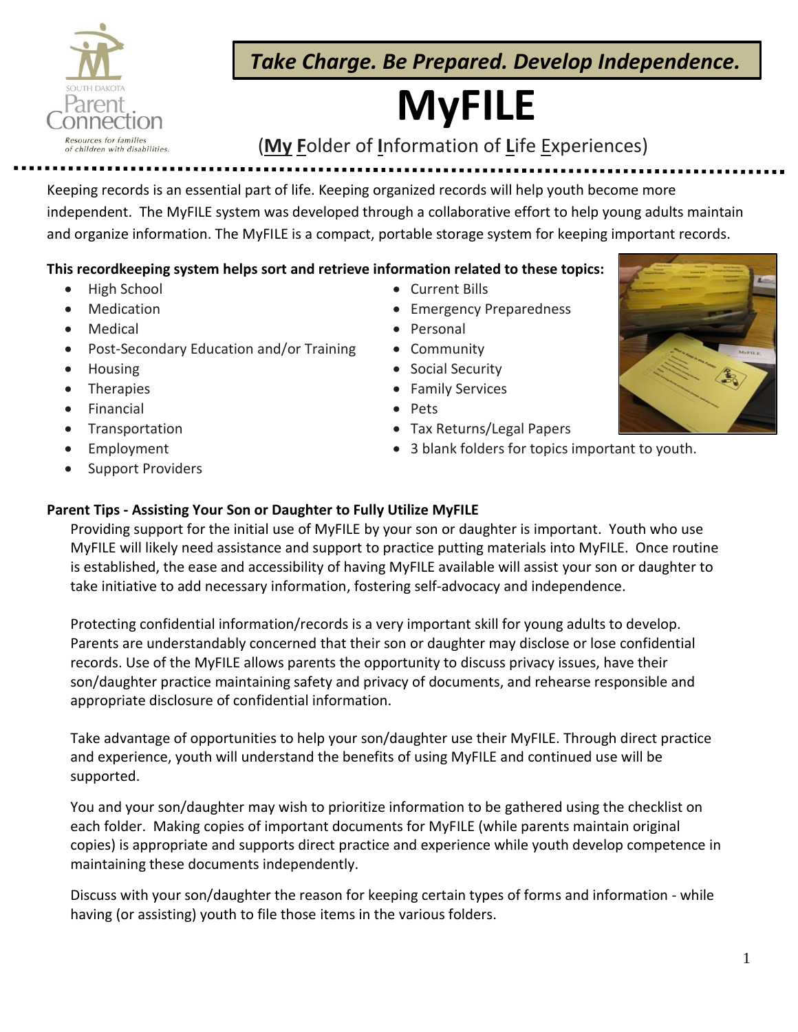*Take Charge. Be Prepared. Develop Independence.*

# MyFILE

(**My F**older of **I**nformation of **L**ife **E**xperiences)

Keeping records is an essential part of life. Keeping organized records will help youth become more independent. The MyFILE system was developed through a collaborative effort to help young adults maintain and organize information. The MyFILE is a compact, portable storage system for keeping important records.

**This recordkeeping system helps sort and retrieve information related to these topics:**

- High School
- Medication
- Medical
- Post-Secondary Education and/or Training
- Housing
- Therapies
- Financial
- Transportation
- Employment
- Support Providers
- Current Bills
- Emergency Preparedness
- Personal
- Community
- Social Security
- Family Services
- Pets
- Tax Returns/Legal Papers
- 3 blank folders for topics important to youth.

**Parent Tips - Assisting Your Son or Daughter to Fully Utilize MyFILE**

Providing support for the initial use of MyFILE by your son or daughter is important. Youth who use MyFILE will likely need assistance and support to practice putting materials into MyFILE. Once routine is established, the ease and accessibility of having MyFILE available will assist your son or daughter to take initiative to add necessary information, fostering self-advocacy and independence.

Protecting confidential information/records is a very important skill for young adults to develop. Parents are understandably concerned that their son or daughter may disclose or lose confidential records. Use of the MyFILE allows parents the opportunity to discuss privacy issues, have their son/daughter practice maintaining safety and privacy of documents, and rehearse responsible and appropriate disclosure of confidential information.

Take advantage of opportunities to help your son/daughter use their MyFILE. Through direct practice and experience, youth will understand the benefits of using MyFILE and continued use will be supported.

You and your son/daughter may wish to prioritize information to be gathered using the checklist on each folder. Making copies of important documents for MyFILE (while parents maintain original copies) is appropriate and supports direct practice and experience while youth develop competence in maintaining these documents independently.

Discuss with your son/daughter the reason for keeping certain types of forms and information - while having (or assisting) youth to file those items in the various folders.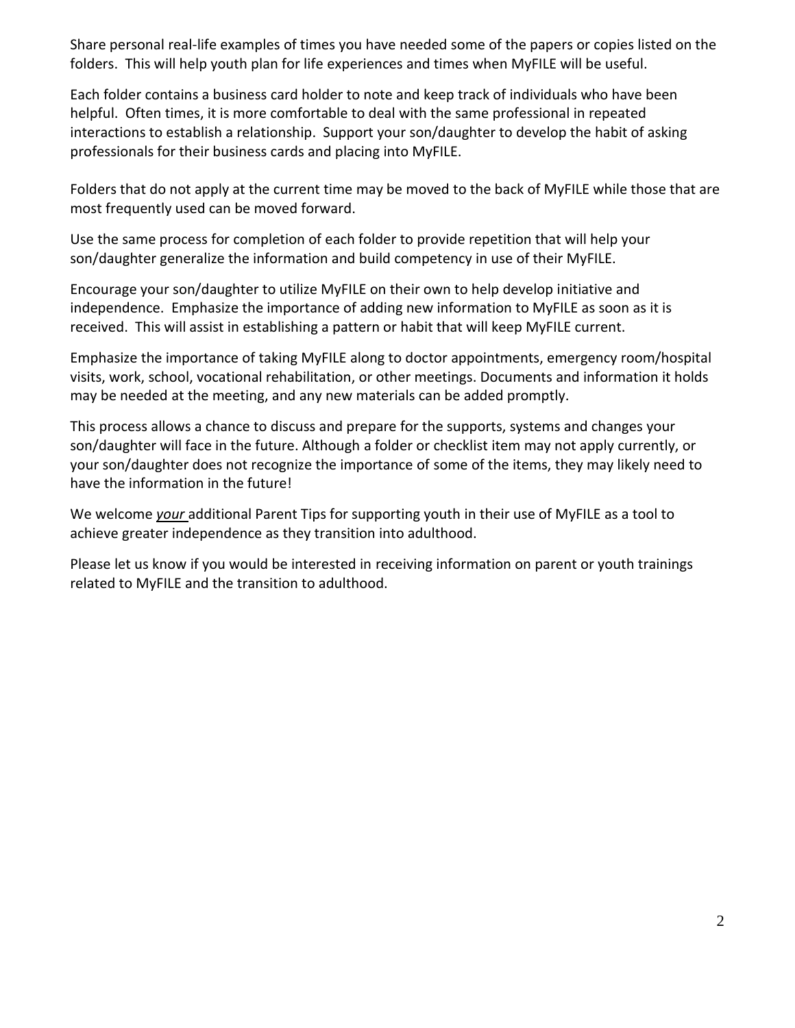Share personal real-life examples of times you have needed some of the papers or copies listed on the folders. This will help youth plan for life experiences and times when MyFILE will be useful.

Each folder contains a business card holder to note and keep track of individuals who have been helpful. Often times, it is more comfortable to deal with the same professional in repeated interactions to establish a relationship. Support your son/daughter to develop the habit of asking professionals for their business cards and placing into MyFILE.

Folders that do not apply at the current time may be moved to the back of MyFILE while those that are most frequently used can be moved forward.

Use the same process for completion of each folder to provide repetition that will help your son/daughter generalize the information and build competency in use of their MyFILE.

Encourage your son/daughter to utilize MyFILE on their own to help develop initiative and independence. Emphasize the importance of adding new information to MyFILE as soon as it is received. This will assist in establishing a pattern or habit that will keep MyFILE current.

Emphasize the importance of taking MyFILE along to doctor appointments, emergency room/hospital visits, work, school, vocational rehabilitation, or other meetings. Documents and information it holds may be needed at the meeting, and any new materials can be added promptly.

This process allows a chance to discuss and prepare for the supports, systems and changes your son/daughter will face in the future. Although a folder or checklist item may not apply currently, or your son/daughter does not recognize the importance of some of the items, they may likely need to have the information in the future!

We welcome *your* additional Parent Tips for supporting youth in their use of MyFILE as a tool to achieve greater independence as they transition into adulthood.

Please let us know if you would be interested in receiving information on parent or youth trainings related to MyFILE and the transition to adulthood.